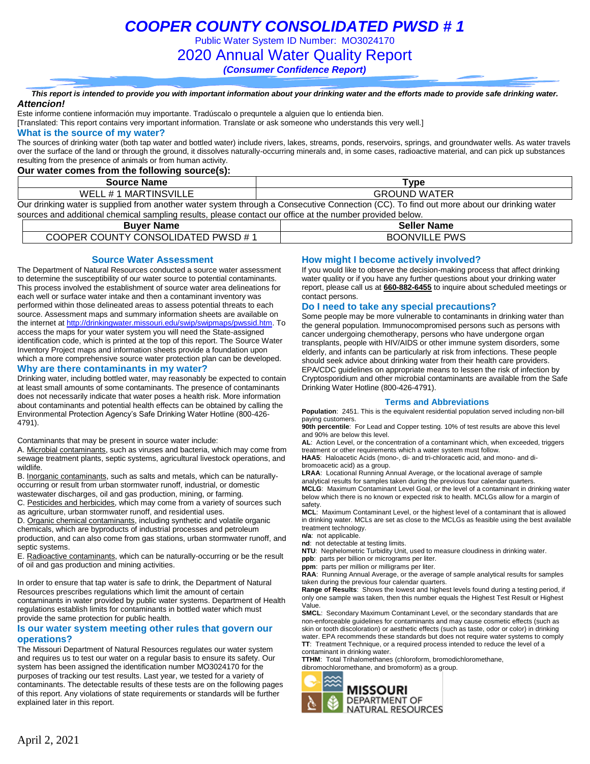# COOPER COUNTY CONSOLIDATED PWSD # 1

Public Water System ID Number: MO3024170

## 2020 Annual Water Quality Report

***(Consumer Confidence Report)***

***This report is intended to provide you with important information about your drinking water and the efforts made to provide safe drinking water.***

***Attencion!***

Este informe contiene información muy importante. Tradúscalo o prequntele a alguien que lo entienda bien.
[Translated: This report contains very important information. Translate or ask someone who understands this very well.]

### What is the source of my water?

The sources of drinking water (both tap water and bottled water) include rivers, lakes, streams, ponds, reservoirs, springs, and groundwater wells. As water travels over the surface of the land or through the ground, it dissolves naturally-occurring minerals and, in some cases, radioactive material, and can pick up substances resulting from the presence of animals or from human activity.

**Our water comes from the following source(s):**

| Source Name | Type |
| --- | --- |
| WELL # 1 MARTINSVILLE | GROUND WATER |

Our drinking water is supplied from another water system through a Consecutive Connection (CC). To find out more about our drinking water sources and additional chemical sampling results, please contact our office at the number provided below.

| Buyer Name | Seller Name |
| --- | --- |
| COOPER COUNTY CONSOLIDATED PWSD # 1 | BOONVILLE PWS |

### Source Water Assessment

The Department of Natural Resources conducted a source water assessment to determine the susceptibility of our water source to potential contaminants. This process involved the establishment of source water area delineations for each well or surface water intake and then a contaminant inventory was performed within those delineated areas to assess potential threats to each source. Assessment maps and summary information sheets are available on the internet at http://drinkingwater.missouri.edu/swip/swipmaps/pwssid.htm. To access the maps for your water system you will need the State-assigned identification code, which is printed at the top of this report. The Source Water Inventory Project maps and information sheets provide a foundation upon which a more comprehensive source water protection plan can be developed.

### Why are there contaminants in my water?

Drinking water, including bottled water, may reasonably be expected to contain at least small amounts of some contaminants. The presence of contaminants does not necessarily indicate that water poses a health risk. More information about contaminants and potential health effects can be obtained by calling the Environmental Protection Agency's Safe Drinking Water Hotline (800-426-4791).

Contaminants that may be present in source water include:

A. Microbial contaminants, such as viruses and bacteria, which may come from sewage treatment plants, septic systems, agricultural livestock operations, and wildlife.
B. Inorganic contaminants, such as salts and metals, which can be naturally-occurring or result from urban stormwater runoff, industrial, or domestic wastewater discharges, oil and gas production, mining, or farming.
C. Pesticides and herbicides, which may come from a variety of sources such as agriculture, urban stormwater runoff, and residential uses.
D. Organic chemical contaminants, including synthetic and volatile organic chemicals, which are byproducts of industrial processes and petroleum production, and can also come from gas stations, urban stormwater runoff, and septic systems.
E. Radioactive contaminants, which can be naturally-occurring or be the result of oil and gas production and mining activities.

In order to ensure that tap water is safe to drink, the Department of Natural Resources prescribes regulations which limit the amount of certain contaminants in water provided by public water systems. Department of Health regulations establish limits for contaminants in bottled water which must provide the same protection for public health.

### Is our water system meeting other rules that govern our operations?

The Missouri Department of Natural Resources regulates our water system and requires us to test our water on a regular basis to ensure its safety. Our system has been assigned the identification number MO3024170 for the purposes of tracking our test results. Last year, we tested for a variety of contaminants. The detectable results of these tests are on the following pages of this report. Any violations of state requirements or standards will be further explained later in this report.

### How might I become actively involved?

If you would like to observe the decision-making process that affect drinking water quality or if you have any further questions about your drinking water report, please call us at **660-882-6455** to inquire about scheduled meetings or contact persons.

### Do I need to take any special precautions?

Some people may be more vulnerable to contaminants in drinking water than the general population. Immunocompromised persons such as persons with cancer undergoing chemotherapy, persons who have undergone organ transplants, people with HIV/AIDS or other immune system disorders, some elderly, and infants can be particularly at risk from infections. These people should seek advice about drinking water from their health care providers. EPA/CDC guidelines on appropriate means to lessen the risk of infection by Cryptosporidium and other microbial contaminants are available from the Safe Drinking Water Hotline (800-426-4791).

### Terms and Abbreviations

**Population**: 2451. This is the equivalent residential population served including non-bill paying customers.
**90th percentile**: For Lead and Copper testing. 10% of test results are above this level and 90% are below this level.
**AL**: Action Level, or the concentration of a contaminant which, when exceeded, triggers treatment or other requirements which a water system must follow.
**HAA5**: Haloacetic Acids (mono-, di- and tri-chloracetic acid, and mono- and di-bromoacetic acid) as a group.
**LRAA**: Locational Running Annual Average, or the locational average of sample analytical results for samples taken during the previous four calendar quarters.
**MCLG**: Maximum Contaminant Level Goal, or the level of a contaminant in drinking water below which there is no known or expected risk to health. MCLGs allow for a margin of safety.
**MCL**: Maximum Contaminant Level, or the highest level of a contaminant that is allowed in drinking water. MCLs are set as close to the MCLGs as feasible using the best available treatment technology.
**n/a**: not applicable.
**nd**: not detectable at testing limits.
**NTU**: Nephelometric Turbidity Unit, used to measure cloudiness in drinking water.
**ppb**: parts per billion or micrograms per liter.
**ppm**: parts per million or milligrams per liter.
**RAA**: Running Annual Average, or the average of sample analytical results for samples taken during the previous four calendar quarters.
**Range of Results**: Shows the lowest and highest levels found during a testing period, if only one sample was taken, then this number equals the Highest Test Result or Highest Value.
**SMCL**: Secondary Maximum Contaminant Level, or the secondary standards that are non-enforceable guidelines for contaminants and may cause cosmetic effects (such as skin or tooth discoloration) or aesthetic effects (such as taste, odor or color) in drinking water. EPA recommends these standards but does not require water systems to comply
**TT**: Treatment Technique, or a required process intended to reduce the level of a contaminant in drinking water.
**TTHM**: Total Trihalomethanes (chloroform, bromodichloromethane, dibromochloromethane, and bromoform) as a group.

MISSOURI DEPARTMENT OF NATURAL RESOURCES

April 2, 2021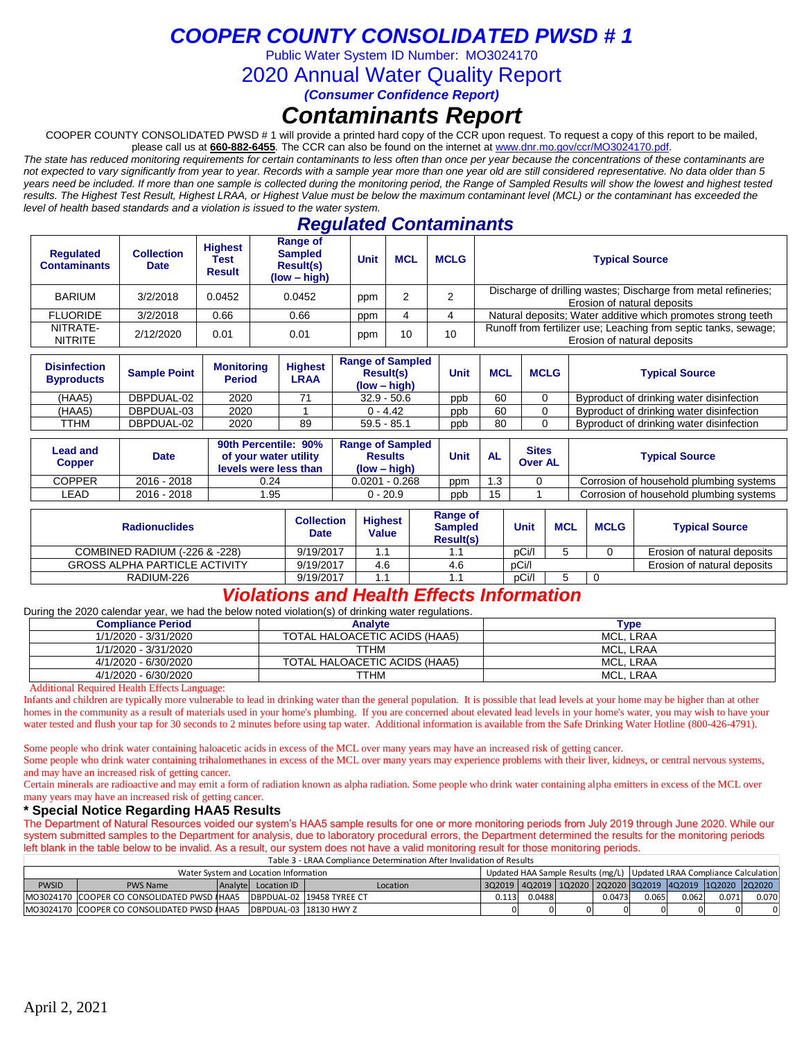# COOPER COUNTY CONSOLIDATED PWSD # 1

Public Water System ID Number: MO3024170

## 2020 Annual Water Quality Report

*(Consumer Confidence Report)*

# Contaminants Report

COOPER COUNTY CONSOLIDATED PWSD # 1 will provide a printed hard copy of the CCR upon request. To request a copy of this report to be mailed, please call us at **660-882-6455**. The CCR can also be found on the internet at www.dnr.mo.gov/ccr/MO3024170.pdf.

*The state has reduced monitoring requirements for certain contaminants to less often than once per year because the concentrations of these contaminants are not expected to vary significantly from year to year. Records with a sample year more than one year old are still considered representative. No data older than 5 years need be included. If more than one sample is collected during the monitoring period, the Range of Sampled Results will show the lowest and highest tested results. The Highest Test Result, Highest LRAA, or Highest Value must be below the maximum contaminant level (MCL) or the contaminant has exceeded the level of health based standards and a violation is issued to the water system.*

## Regulated Contaminants

| Regulated Contaminants | Collection Date | Highest Test Result | Range of Sampled Result(s) (low – high) | Unit | MCL | MCLG | Typical Source |
|---|---|---|---|---|---|---|---|
| BARIUM | 3/2/2018 | 0.0452 | 0.0452 | ppm | 2 | 2 | Discharge of drilling wastes; Discharge from metal refineries; Erosion of natural deposits |
| FLUORIDE | 3/2/2018 | 0.66 | 0.66 | ppm | 4 | 4 | Natural deposits; Water additive which promotes strong teeth |
| NITRATE-NITRITE | 2/12/2020 | 0.01 | 0.01 | ppm | 10 | 10 | Runoff from fertilizer use; Leaching from septic tanks, sewage; Erosion of natural deposits |

| Disinfection Byproducts | Sample Point | Monitoring Period | Highest LRAA | Range of Sampled Result(s) (low – high) | Unit | MCL | MCLG | Typical Source |
|---|---|---|---|---|---|---|---|---|
| (HAA5) | DBPDUAL-02 | 2020 | 71 | 32.9 - 50.6 | ppb | 60 | 0 | Byproduct of drinking water disinfection |
| (HAA5) | DBPDUAL-03 | 2020 | 1 | 0 - 4.42 | ppb | 60 | 0 | Byproduct of drinking water disinfection |
| TTHM | DBPDUAL-02 | 2020 | 89 | 59.5 - 85.1 | ppb | 80 | 0 | Byproduct of drinking water disinfection |

| Lead and Copper | Date | 90th Percentile: 90% of your water utility levels were less than | Range of Sampled Results (low – high) | Unit | AL | Sites Over AL | Typical Source |
|---|---|---|---|---|---|---|---|
| COPPER | 2016 - 2018 | 0.24 | 0.0201 - 0.268 | ppm | 1.3 | 0 | Corrosion of household plumbing systems |
| LEAD | 2016 - 2018 | 1.95 | 0 - 20.9 | ppb | 15 | 1 | Corrosion of household plumbing systems |

| Radionuclides | Collection Date | Highest Value | Range of Sampled Result(s) | Unit | MCL | MCLG | Typical Source |
|---|---|---|---|---|---|---|---|
| COMBINED RADIUM (-226 & -228) | 9/19/2017 | 1.1 | 1.1 | pCi/l | 5 | 0 | Erosion of natural deposits |
| GROSS ALPHA PARTICLE ACTIVITY | 9/19/2017 | 4.6 | 4.6 | pCi/l | | | Erosion of natural deposits |
| RADIUM-226 | 9/19/2017 | 1.1 | 1.1 | pCi/l | 5 | 0 | |

## Violations and Health Effects Information

During the 2020 calendar year, we had the below noted violation(s) of drinking water regulations.

| Compliance Period | Analyte | Type |
|---|---|---|
| 1/1/2020 - 3/31/2020 | TOTAL HALOACETIC ACIDS (HAA5) | MCL, LRAA |
| 1/1/2020 - 3/31/2020 | TTHM | MCL, LRAA |
| 4/1/2020 - 6/30/2020 | TOTAL HALOACETIC ACIDS (HAA5) | MCL, LRAA |
| 4/1/2020 - 6/30/2020 | TTHM | MCL, LRAA |

Additional Required Health Effects Language:

Infants and children are typically more vulnerable to lead in drinking water than the general population. It is possible that lead levels at your home may be higher than at other homes in the community as a result of materials used in your home's plumbing. If you are concerned about elevated lead levels in your home's water, you may wish to have your water tested and flush your tap for 30 seconds to 2 minutes before using tap water. Additional information is available from the Safe Drinking Water Hotline (800-426-4791).

Some people who drink water containing haloacetic acids in excess of the MCL over many years may have an increased risk of getting cancer.

Some people who drink water containing trihalomethanes in excess of the MCL over many years may experience problems with their liver, kidneys, or central nervous systems, and may have an increased risk of getting cancer.

Certain minerals are radioactive and may emit a form of radiation known as alpha radiation. Some people who drink water containing alpha emitters in excess of the MCL over many years may have an increased risk of getting cancer.

### * Special Notice Regarding HAA5 Results

The Department of Natural Resources voided our system's HAA5 sample results for one or more monitoring periods from July 2019 through June 2020. While our system submitted samples to the Department for analysis, due to laboratory procedural errors, the Department determined the results for the monitoring periods left blank in the table below to be invalid. As a result, our system does not have a valid monitoring result for those monitoring periods.

Table 3 - LRAA Compliance Determination After Invalidation of Results

| Water System and Location Information | | | | | Updated HAA Sample Results (mg/L) | | | | Updated LRAA Compliance Calculation | | | |
|---|---|---|---|---|---|---|---|---|---|---|---|---|
| PWSID | PWS Name | Analyte | Location ID | Location | 3Q2019 | 4Q2019 | 1Q2020 | 2Q2020 | 3Q2019 | 4Q2019 | 1Q2020 | 2Q2020 |
| MO3024170 | COOPER CO CONSOLIDATED PWSD # | HAA5 | DBPDUAL-02 | 19458 TYREE CT | 0.113 | 0.0488 | | 0.0473 | 0.065 | 0.062 | 0.071 | 0.070 |
| MO3024170 | COOPER CO CONSOLIDATED PWSD # | HAA5 | DBPDUAL-03 | 18130 HWY Z | 0 | 0 | 0 | 0 | 0 | 0 | 0 | 0 |

April 2, 2021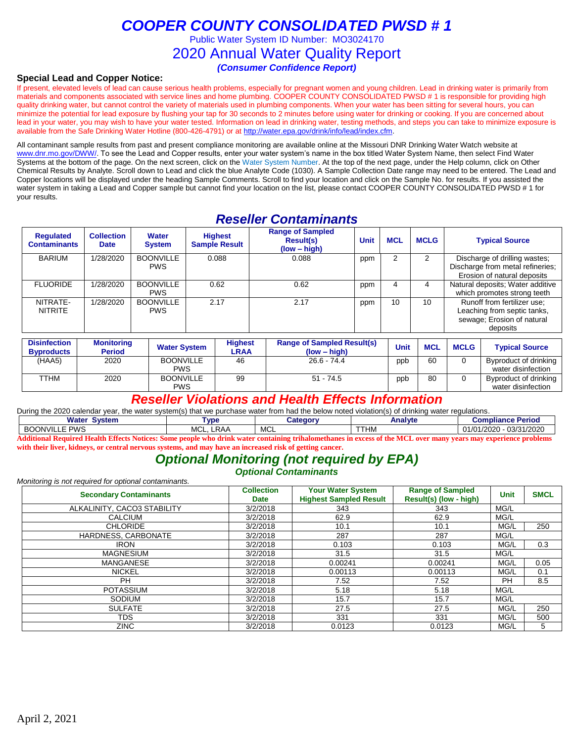# COOPER COUNTY CONSOLIDATED PWSD # 1

Public Water System ID Number: MO3024170

## 2020 Annual Water Quality Report

***(Consumer Confidence Report)***

### Special Lead and Copper Notice:

If present, elevated levels of lead can cause serious health problems, especially for pregnant women and young children. Lead in drinking water is primarily from materials and components associated with service lines and home plumbing. COOPER COUNTY CONSOLIDATED PWSD # 1 is responsible for providing high quality drinking water, but cannot control the variety of materials used in plumbing components. When your water has been sitting for several hours, you can minimize the potential for lead exposure by flushing your tap for 30 seconds to 2 minutes before using water for drinking or cooking. If you are concerned about lead in your water, you may wish to have your water tested. Information on lead in drinking water, testing methods, and steps you can take to minimize exposure is available from the Safe Drinking Water Hotline (800-426-4791) or at http://water.epa.gov/drink/info/lead/index.cfm.

All contaminant sample results from past and present compliance monitoring are available online at the Missouri DNR Drinking Water Watch website at www.dnr.mo.gov/DWW/. To see the Lead and Copper results, enter your water system's name in the box titled Water System Name, then select Find Water Systems at the bottom of the page. On the next screen, click on the Water System Number. At the top of the next page, under the Help column, click on Other Chemical Results by Analyte. Scroll down to Lead and click the blue Analyte Code (1030). A Sample Collection Date range may need to be entered. The Lead and Copper locations will be displayed under the heading Sample Comments. Scroll to find your location and click on the Sample No. for results. If you assisted the water system in taking a Lead and Copper sample but cannot find your location on the list, please contact COOPER COUNTY CONSOLIDATED PWSD # 1 for your results.

## Reseller Contaminants

| Regulated Contaminants | Collection Date | Water System | Highest Sample Result | Range of Sampled Result(s) (low – high) | Unit | MCL | MCLG | Typical Source |
|---|---|---|---|---|---|---|---|---|
| BARIUM | 1/28/2020 | BOONVILLE PWS | 0.088 | 0.088 | ppm | 2 | 2 | Discharge of drilling wastes; Discharge from metal refineries; Erosion of natural deposits |
| FLUORIDE | 1/28/2020 | BOONVILLE PWS | 0.62 | 0.62 | ppm | 4 | 4 | Natural deposits; Water additive which promotes strong teeth |
| NITRATE-NITRITE | 1/28/2020 | BOONVILLE PWS | 2.17 | 2.17 | ppm | 10 | 10 | Runoff from fertilizer use; Leaching from septic tanks, sewage; Erosion of natural deposits |

| Disinfection Byproducts | Monitoring Period | Water System | Highest LRAA | Range of Sampled Result(s) (low – high) | Unit | MCL | MCLG | Typical Source |
|---|---|---|---|---|---|---|---|---|
| (HAA5) | 2020 | BOONVILLE PWS | 46 | 26.6 - 74.4 | ppb | 60 | 0 | Byproduct of drinking water disinfection |
| TTHM | 2020 | BOONVILLE PWS | 99 | 51 - 74.5 | ppb | 80 | 0 | Byproduct of drinking water disinfection |

## Reseller Violations and Health Effects Information

During the 2020 calendar year, the water system(s) that we purchase water from had the below noted violation(s) of drinking water regulations.

| Water System | Type | Category | Analyte | Compliance Period |
|---|---|---|---|---|
| BOONVILLE PWS | MCL, LRAA | MCL | TTHM | 01/01/2020 - 03/31/2020 |

**Additional Required Health Effects Notices: Some people who drink water containing trihalomethanes in excess of the MCL over many years may experience problems with their liver, kidneys, or central nervous systems, and may have an increased risk of getting cancer.**

## Optional Monitoring (not required by EPA)

### Optional Contaminants

*Monitoring is not required for optional contaminants.*

| Secondary Contaminants | Collection Date | Your Water System Highest Sampled Result | Range of Sampled Result(s) (low - high) | Unit | SMCL |
|---|---|---|---|---|---|
| ALKALINITY, CACO3 STABILITY | 3/2/2018 | 343 | 343 | MG/L | |
| CALCIUM | 3/2/2018 | 62.9 | 62.9 | MG/L | |
| CHLORIDE | 3/2/2018 | 10.1 | 10.1 | MG/L | 250 |
| HARDNESS, CARBONATE | 3/2/2018 | 287 | 287 | MG/L | |
| IRON | 3/2/2018 | 0.103 | 0.103 | MG/L | 0.3 |
| MAGNESIUM | 3/2/2018 | 31.5 | 31.5 | MG/L | |
| MANGANESE | 3/2/2018 | 0.00241 | 0.00241 | MG/L | 0.05 |
| NICKEL | 3/2/2018 | 0.00113 | 0.00113 | MG/L | 0.1 |
| PH | 3/2/2018 | 7.52 | 7.52 | PH | 8.5 |
| POTASSIUM | 3/2/2018 | 5.18 | 5.18 | MG/L | |
| SODIUM | 3/2/2018 | 15.7 | 15.7 | MG/L | |
| SULFATE | 3/2/2018 | 27.5 | 27.5 | MG/L | 250 |
| TDS | 3/2/2018 | 331 | 331 | MG/L | 500 |
| ZINC | 3/2/2018 | 0.0123 | 0.0123 | MG/L | 5 |

April 2, 2021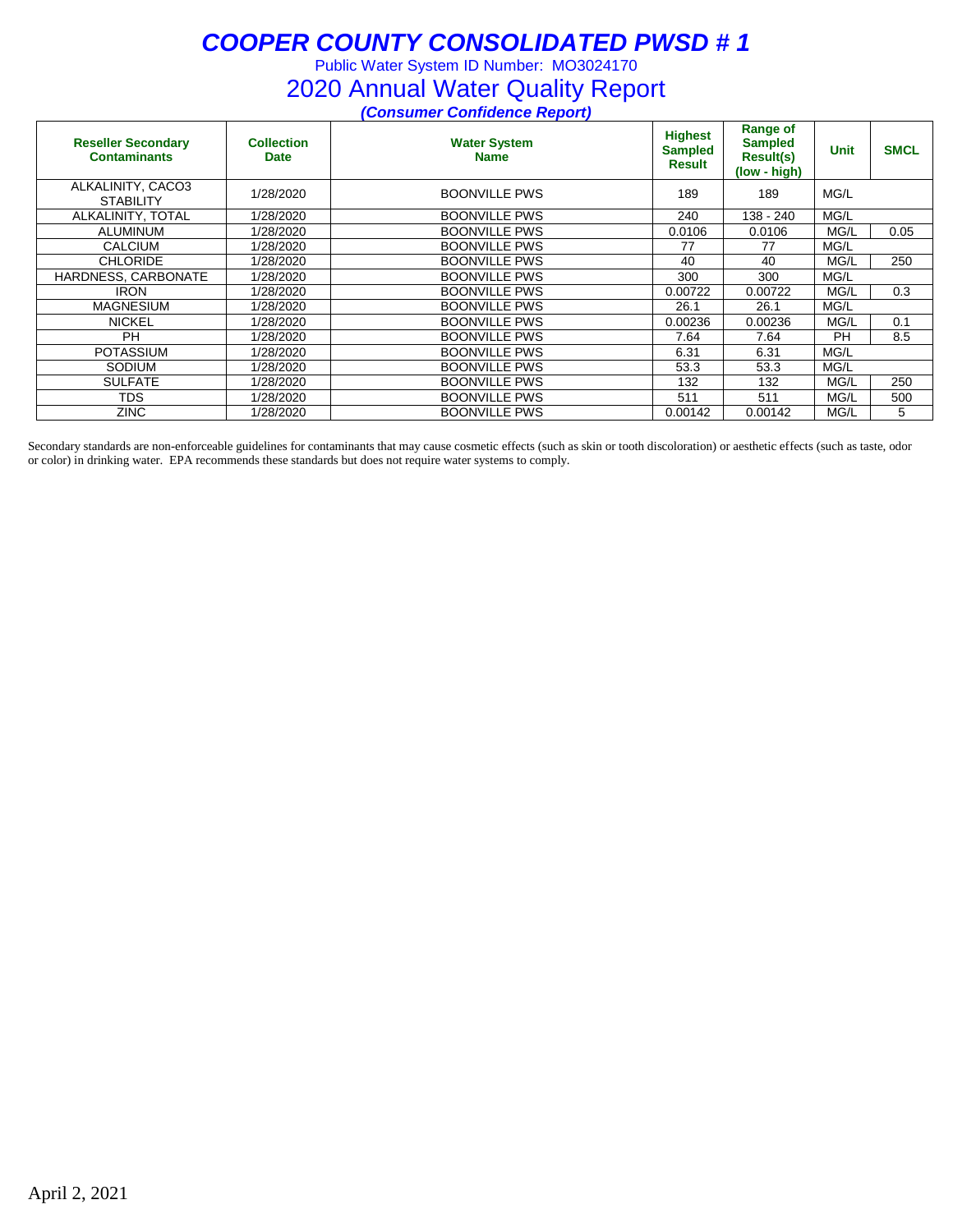# COOPER COUNTY CONSOLIDATED PWSD # 1

Public Water System ID Number: MO3024170

## 2020 Annual Water Quality Report

***(Consumer Confidence Report)***

| Reseller Secondary Contaminants | Collection Date | Water System Name | Highest Sampled Result | Range of Sampled Result(s) (low - high) | Unit | SMCL |
|---|---|---|---|---|---|---|
| ALKALINITY, CACO3 STABILITY | 1/28/2020 | BOONVILLE PWS | 189 | 189 | MG/L | |
| ALKALINITY, TOTAL | 1/28/2020 | BOONVILLE PWS | 240 | 138 - 240 | MG/L | |
| ALUMINUM | 1/28/2020 | BOONVILLE PWS | 0.0106 | 0.0106 | MG/L | 0.05 |
| CALCIUM | 1/28/2020 | BOONVILLE PWS | 77 | 77 | MG/L | |
| CHLORIDE | 1/28/2020 | BOONVILLE PWS | 40 | 40 | MG/L | 250 |
| HARDNESS, CARBONATE | 1/28/2020 | BOONVILLE PWS | 300 | 300 | MG/L | |
| IRON | 1/28/2020 | BOONVILLE PWS | 0.00722 | 0.00722 | MG/L | 0.3 |
| MAGNESIUM | 1/28/2020 | BOONVILLE PWS | 26.1 | 26.1 | MG/L | |
| NICKEL | 1/28/2020 | BOONVILLE PWS | 0.00236 | 0.00236 | MG/L | 0.1 |
| PH | 1/28/2020 | BOONVILLE PWS | 7.64 | 7.64 | PH | 8.5 |
| POTASSIUM | 1/28/2020 | BOONVILLE PWS | 6.31 | 6.31 | MG/L | |
| SODIUM | 1/28/2020 | BOONVILLE PWS | 53.3 | 53.3 | MG/L | |
| SULFATE | 1/28/2020 | BOONVILLE PWS | 132 | 132 | MG/L | 250 |
| TDS | 1/28/2020 | BOONVILLE PWS | 511 | 511 | MG/L | 500 |
| ZINC | 1/28/2020 | BOONVILLE PWS | 0.00142 | 0.00142 | MG/L | 5 |

Secondary standards are non-enforceable guidelines for contaminants that may cause cosmetic effects (such as skin or tooth discoloration) or aesthetic effects (such as taste, odor or color) in drinking water. EPA recommends these standards but does not require water systems to comply.

April 2, 2021